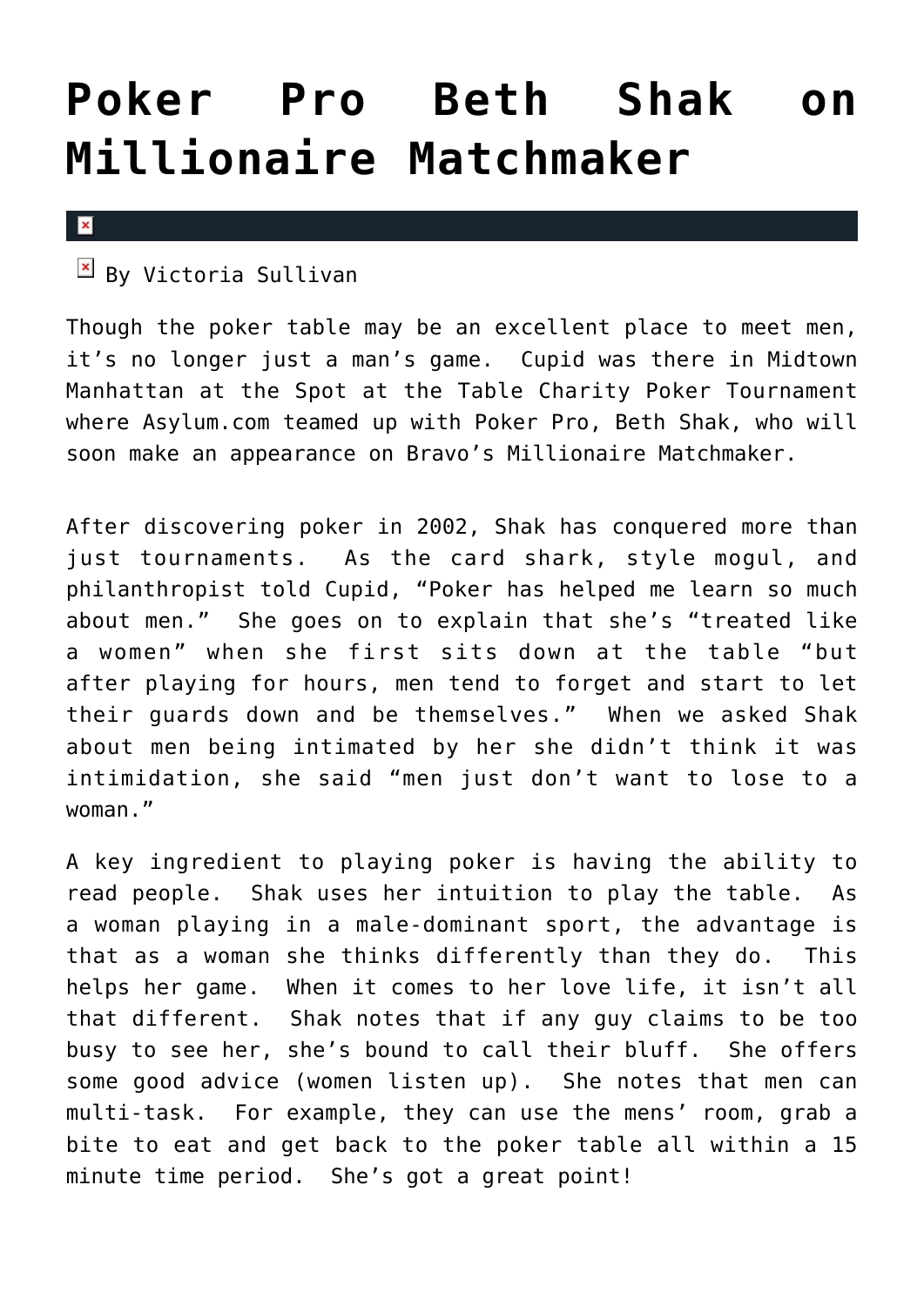# Poker Pro Beth Shak on Millionaire Matchmaker

By Victoria Sullivan

Though the poker table may be an excellent place to meet men, it's no longer just a man's game. Cupid was there in Midtown Manhattan at the Spot at the Table Charity Poker Tournament where Asylum.com teamed up with Poker Pro, Beth Shak, who will soon make an appearance on Bravo's Millionaire Matchmaker.

After discovering poker in 2002, Shak has conquered more than just tournaments. As the card shark, style mogul, and philanthropist told Cupid, "Poker has helped me learn so much about men." She goes on to explain that she's "treated like a women" when she first sits down at the table "but after playing for hours, men tend to forget and start to let their guards down and be themselves." When we asked Shak about men being intimated by her she didn't think it was intimidation, she said "men just don't want to lose to a woman."

A key ingredient to playing poker is having the ability to read people. Shak uses her intuition to play the table. As a woman playing in a male-dominant sport, the advantage is that as a woman she thinks differently than they do. This helps her game. When it comes to her love life, it isn't all that different. Shak notes that if any guy claims to be too busy to see her, she's bound to call their bluff. She offers some good advice (women listen up). She notes that men can multi-task. For example, they can use the mens' room, grab a bite to eat and get back to the poker table all within a 15 minute time period. She's got a great point!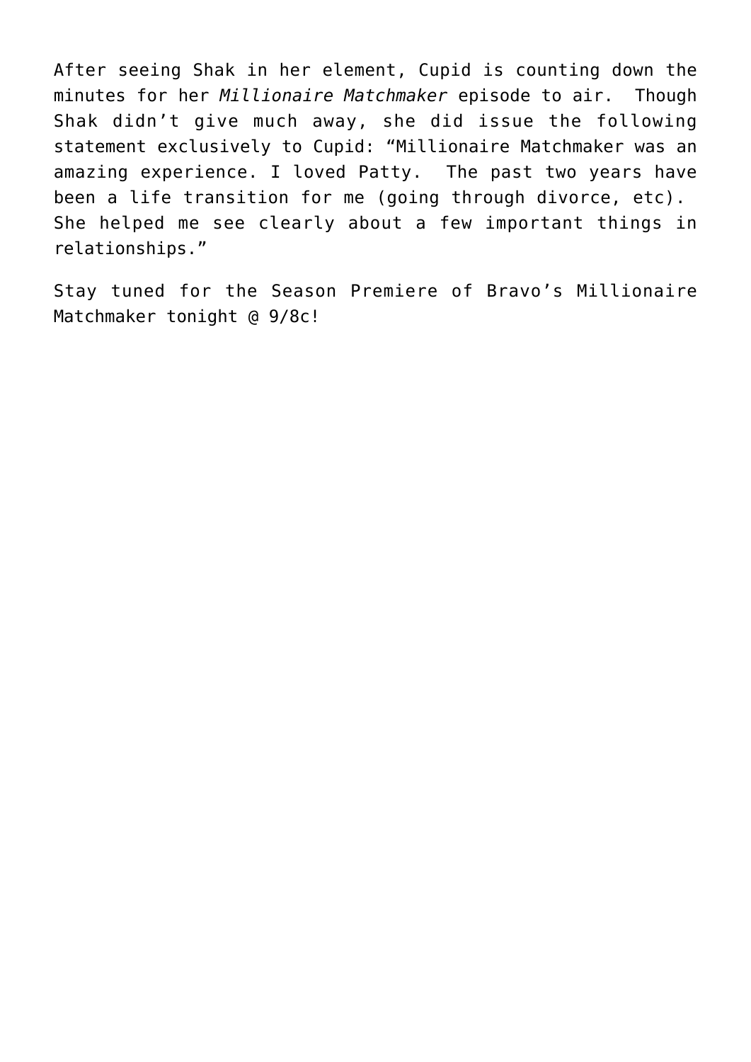After seeing Shak in her element, Cupid is counting down the minutes for her *Millionaire Matchmaker* episode to air. Though Shak didn't give much away, she did issue the following statement exclusively to Cupid: "Millionaire Matchmaker was an amazing experience. I loved Patty. The past two years have been a life transition for me (going through divorce, etc). She helped me see clearly about a few important things in relationships."

Stay tuned for the Season Premiere of Bravo's Millionaire Matchmaker tonight @ 9/8c!